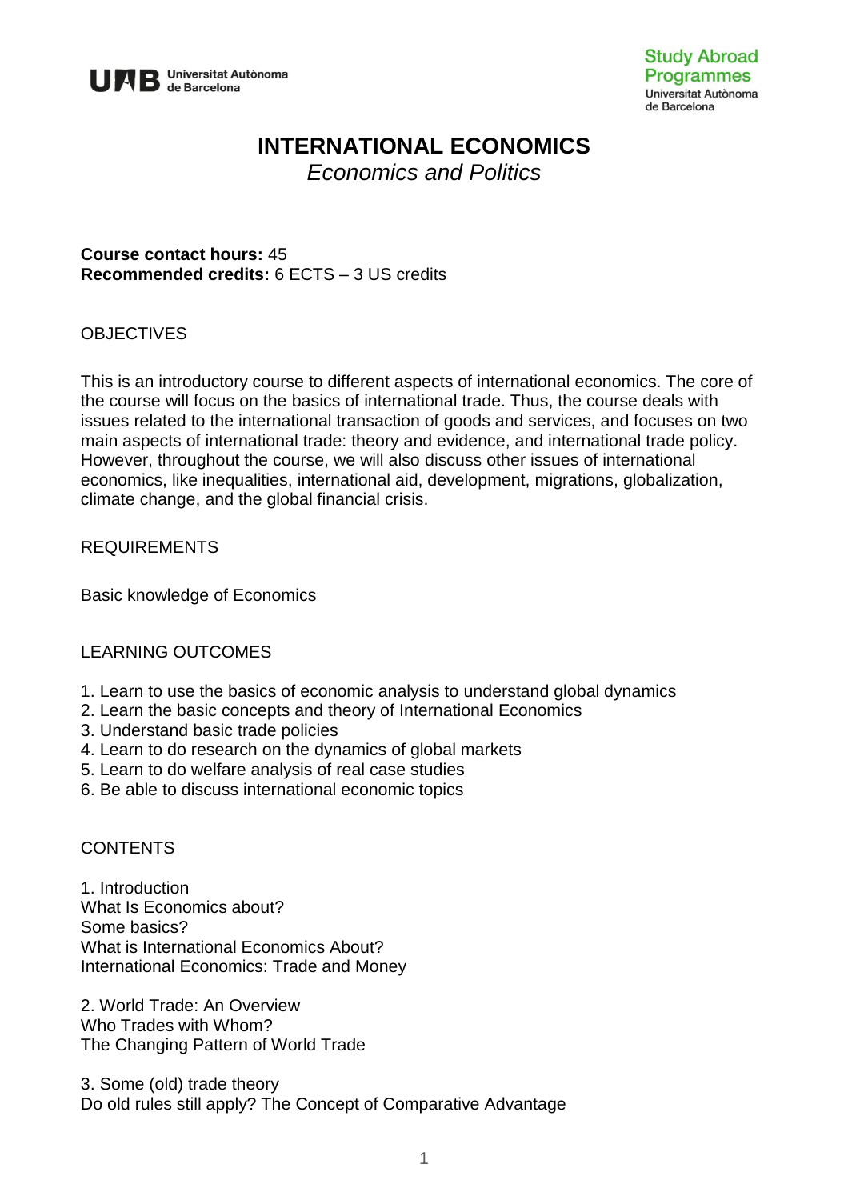# INTERNATIONAL ECONOMICS

*Economics and Politics*

**Course contact hours:** 45
**Recommended credits:** 6 ECTS – 3 US credits

## OBJECTIVES

This is an introductory course to different aspects of international economics. The core of the course will focus on the basics of international trade. Thus, the course deals with issues related to the international transaction of goods and services, and focuses on two main aspects of international trade: theory and evidence, and international trade policy. However, throughout the course, we will also discuss other issues of international economics, like inequalities, international aid, development, migrations, globalization, climate change, and the global financial crisis.

## REQUIREMENTS

Basic knowledge of Economics

## LEARNING OUTCOMES

1. Learn to use the basics of economic analysis to understand global dynamics
2. Learn the basic concepts and theory of International Economics
3. Understand basic trade policies
4. Learn to do research on the dynamics of global markets
5. Learn to do welfare analysis of real case studies
6. Be able to discuss international economic topics

## CONTENTS

1. Introduction
What Is Economics about?
Some basics?
What is International Economics About?
International Economics: Trade and Money

2. World Trade: An Overview
Who Trades with Whom?
The Changing Pattern of World Trade

3. Some (old) trade theory
Do old rules still apply? The Concept of Comparative Advantage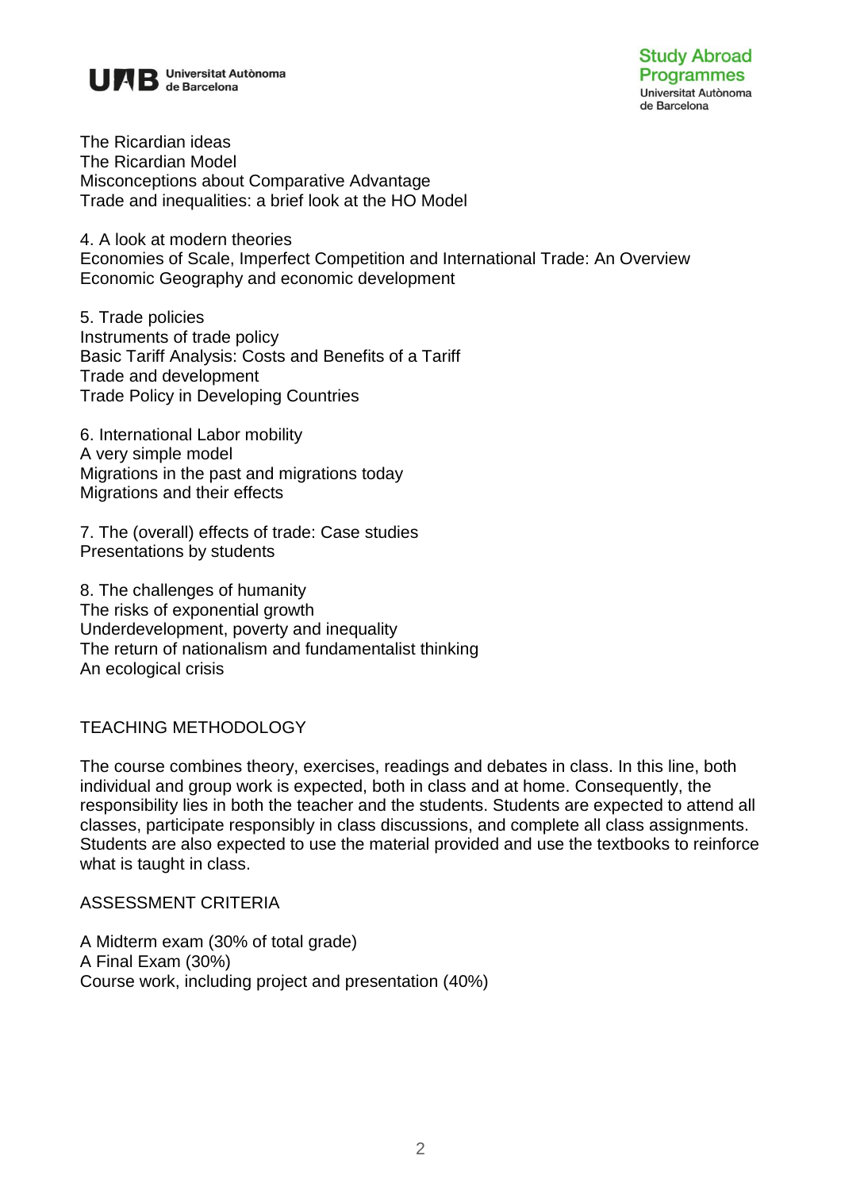The Ricardian ideas
The Ricardian Model
Misconceptions about Comparative Advantage
Trade and inequalities: a brief look at the HO Model

4. A look at modern theories
Economies of Scale, Imperfect Competition and International Trade: An Overview
Economic Geography and economic development

5. Trade policies
Instruments of trade policy
Basic Tariff Analysis: Costs and Benefits of a Tariff
Trade and development
Trade Policy in Developing Countries

6. International Labor mobility
A very simple model
Migrations in the past and migrations today
Migrations and their effects

7. The (overall) effects of trade: Case studies
Presentations by students

8. The challenges of humanity
The risks of exponential growth
Underdevelopment, poverty and inequality
The return of nationalism and fundamentalist thinking
An ecological crisis

## TEACHING METHODOLOGY

The course combines theory, exercises, readings and debates in class. In this line, both individual and group work is expected, both in class and at home. Consequently, the responsibility lies in both the teacher and the students. Students are expected to attend all classes, participate responsibly in class discussions, and complete all class assignments. Students are also expected to use the material provided and use the textbooks to reinforce what is taught in class.

## ASSESSMENT CRITERIA

A Midterm exam (30% of total grade)
A Final Exam (30%)
Course work, including project and presentation (40%)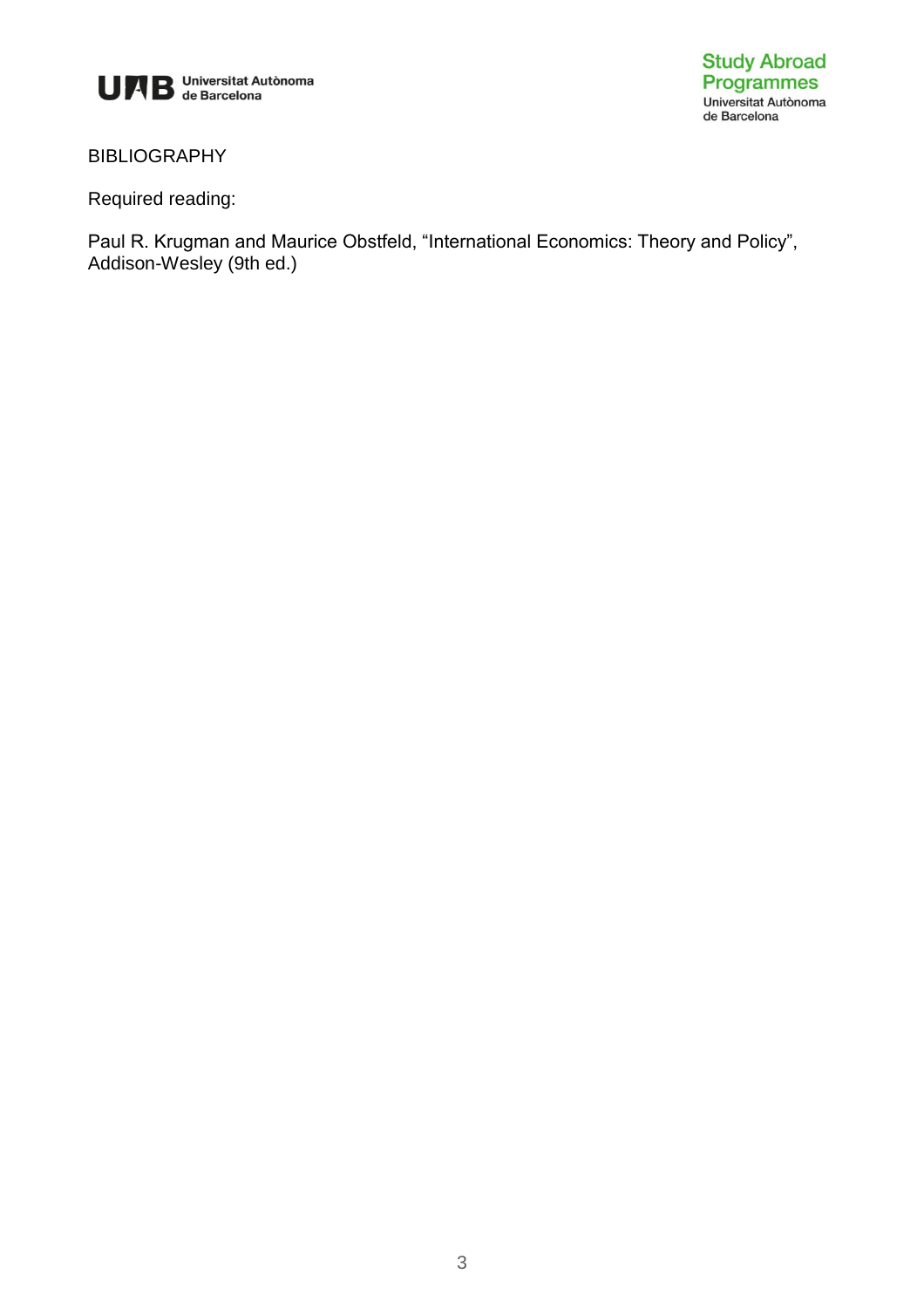BIBLIOGRAPHY

Required reading:

Paul R. Krugman and Maurice Obstfeld, “International Economics: Theory and Policy”, Addison-Wesley (9th ed.)